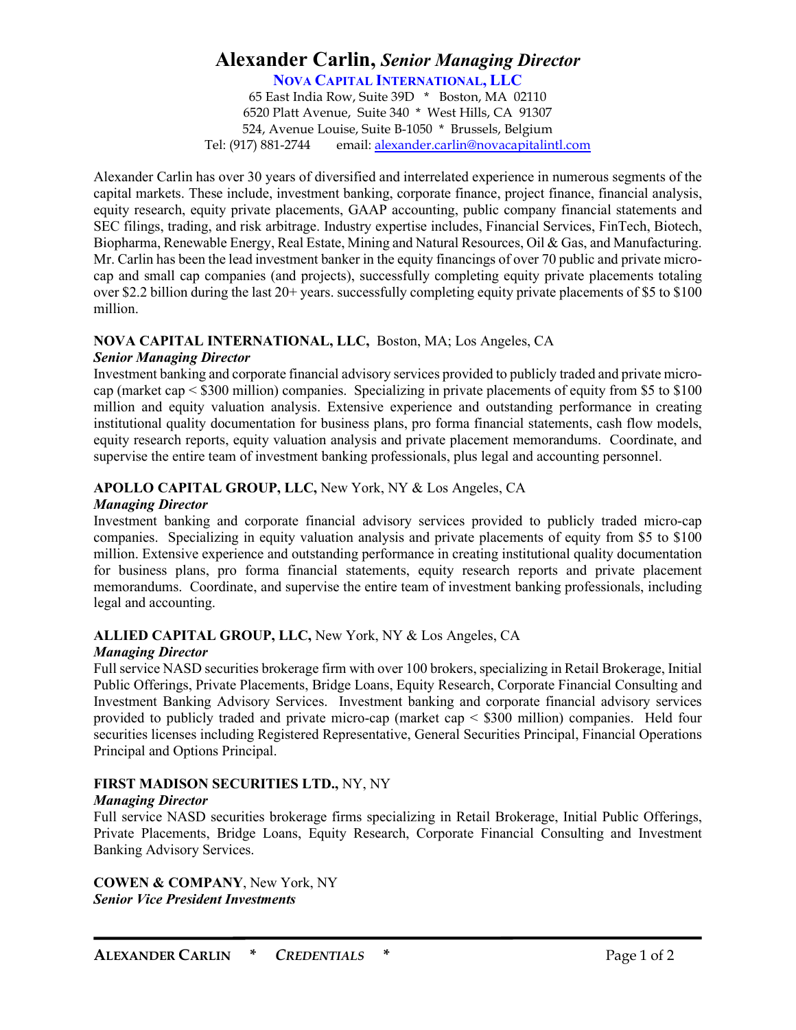# Alexander Carlin, *Senior Managing Director*

**NOVA CAPITAL INTERNATIONAL, LLC**

65 East India Row, Suite 39D * Boston, MA 02110
6520 Platt Avenue, Suite 340 * West Hills, CA 91307
524, Avenue Louise, Suite B-1050 * Brussels, Belgium
Tel: (917) 881-2744 email: alexander.carlin@novacapitalintl.com

Alexander Carlin has over 30 years of diversified and interrelated experience in numerous segments of the capital markets. These include, investment banking, corporate finance, project finance, financial analysis, equity research, equity private placements, GAAP accounting, public company financial statements and SEC filings, trading, and risk arbitrage. Industry expertise includes, Financial Services, FinTech, Biotech, Biopharma, Renewable Energy, Real Estate, Mining and Natural Resources, Oil & Gas, and Manufacturing. Mr. Carlin has been the lead investment banker in the equity financings of over 70 public and private micro-cap and small cap companies (and projects), successfully completing equity private placements totaling over $2.2 billion during the last 20+ years. successfully completing equity private placements of $5 to $100 million.

**NOVA CAPITAL INTERNATIONAL, LLC,** Boston, MA; Los Angeles, CA
***Senior Managing Director***
Investment banking and corporate financial advisory services provided to publicly traded and private micro-cap (market cap < $300 million) companies. Specializing in private placements of equity from $5 to $100 million and equity valuation analysis. Extensive experience and outstanding performance in creating institutional quality documentation for business plans, pro forma financial statements, cash flow models, equity research reports, equity valuation analysis and private placement memorandums. Coordinate, and supervise the entire team of investment banking professionals, plus legal and accounting personnel.

**APOLLO CAPITAL GROUP, LLC,** New York, NY & Los Angeles, CA
***Managing Director***
Investment banking and corporate financial advisory services provided to publicly traded micro-cap companies. Specializing in equity valuation analysis and private placements of equity from $5 to $100 million. Extensive experience and outstanding performance in creating institutional quality documentation for business plans, pro forma financial statements, equity research reports and private placement memorandums. Coordinate, and supervise the entire team of investment banking professionals, including legal and accounting.

**ALLIED CAPITAL GROUP, LLC,** New York, NY & Los Angeles, CA
***Managing Director***
Full service NASD securities brokerage firm with over 100 brokers, specializing in Retail Brokerage, Initial Public Offerings, Private Placements, Bridge Loans, Equity Research, Corporate Financial Consulting and Investment Banking Advisory Services. Investment banking and corporate financial advisory services provided to publicly traded and private micro-cap (market cap < $300 million) companies. Held four securities licenses including Registered Representative, General Securities Principal, Financial Operations Principal and Options Principal.

**FIRST MADISON SECURITIES LTD.,** NY, NY
***Managing Director***
Full service NASD securities brokerage firms specializing in Retail Brokerage, Initial Public Offerings, Private Placements, Bridge Loans, Equity Research, Corporate Financial Consulting and Investment Banking Advisory Services.

**COWEN & COMPANY**, New York, NY
***Senior Vice President Investments***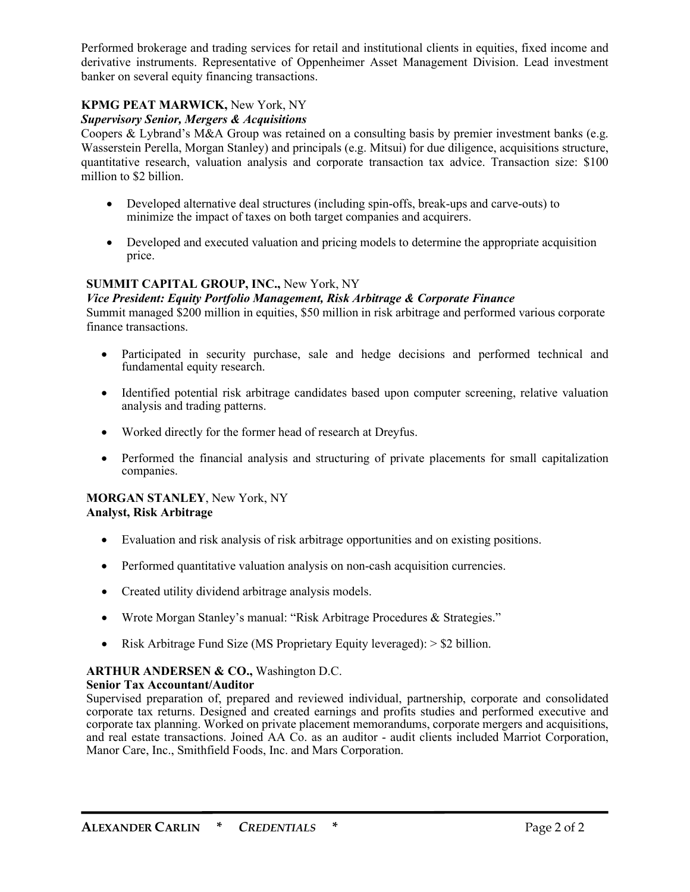Performed brokerage and trading services for retail and institutional clients in equities, fixed income and derivative instruments. Representative of Oppenheimer Asset Management Division. Lead investment banker on several equity financing transactions.

**KPMG PEAT MARWICK,** New York, NY
***Supervisory Senior, Mergers & Acquisitions***
Coopers & Lybrand's M&A Group was retained on a consulting basis by premier investment banks (e.g. Wasserstein Perella, Morgan Stanley) and principals (e.g. Mitsui) for due diligence, acquisitions structure, quantitative research, valuation analysis and corporate transaction tax advice. Transaction size: $100 million to $2 billion.

- Developed alternative deal structures (including spin-offs, break-ups and carve-outs) to minimize the impact of taxes on both target companies and acquirers.
- Developed and executed valuation and pricing models to determine the appropriate acquisition price.

**SUMMIT CAPITAL GROUP, INC.,** New York, NY
***Vice President: Equity Portfolio Management, Risk Arbitrage & Corporate Finance***
Summit managed $200 million in equities, $50 million in risk arbitrage and performed various corporate finance transactions.

- Participated in security purchase, sale and hedge decisions and performed technical and fundamental equity research.
- Identified potential risk arbitrage candidates based upon computer screening, relative valuation analysis and trading patterns.
- Worked directly for the former head of research at Dreyfus.
- Performed the financial analysis and structuring of private placements for small capitalization companies.

**MORGAN STANLEY**, New York, NY
**Analyst, Risk Arbitrage**

- Evaluation and risk analysis of risk arbitrage opportunities and on existing positions.
- Performed quantitative valuation analysis on non-cash acquisition currencies.
- Created utility dividend arbitrage analysis models.
- Wrote Morgan Stanley's manual: "Risk Arbitrage Procedures & Strategies."
- Risk Arbitrage Fund Size (MS Proprietary Equity leveraged): > $2 billion.

**ARTHUR ANDERSEN & CO.,** Washington D.C.
**Senior Tax Accountant/Auditor**
Supervised preparation of, prepared and reviewed individual, partnership, corporate and consolidated corporate tax returns. Designed and created earnings and profits studies and performed executive and corporate tax planning. Worked on private placement memorandums, corporate mergers and acquisitions, and real estate transactions. Joined AA Co. as an auditor - audit clients included Marriot Corporation, Manor Care, Inc., Smithfield Foods, Inc. and Mars Corporation.